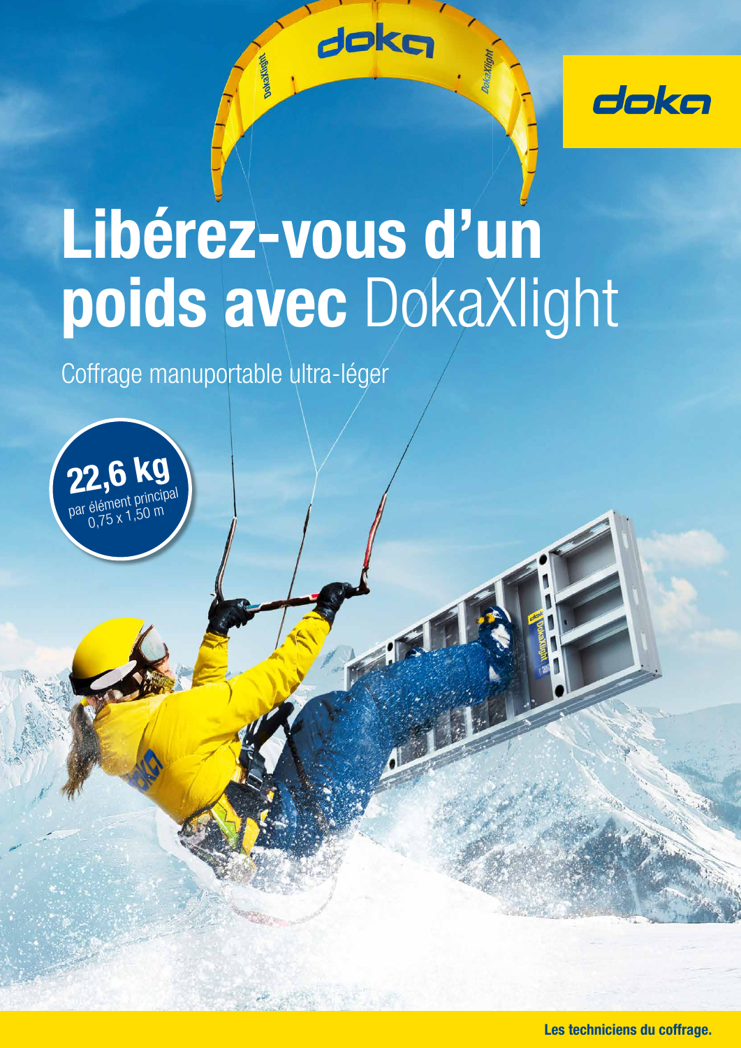doka

# Libérez-vous d'un poids avec DokaXlight

Coffrage manuportable ultra-léger

**22,6 kg**
par élément principal
0,75 x 1,50 m

**Les techniciens du coffrage.**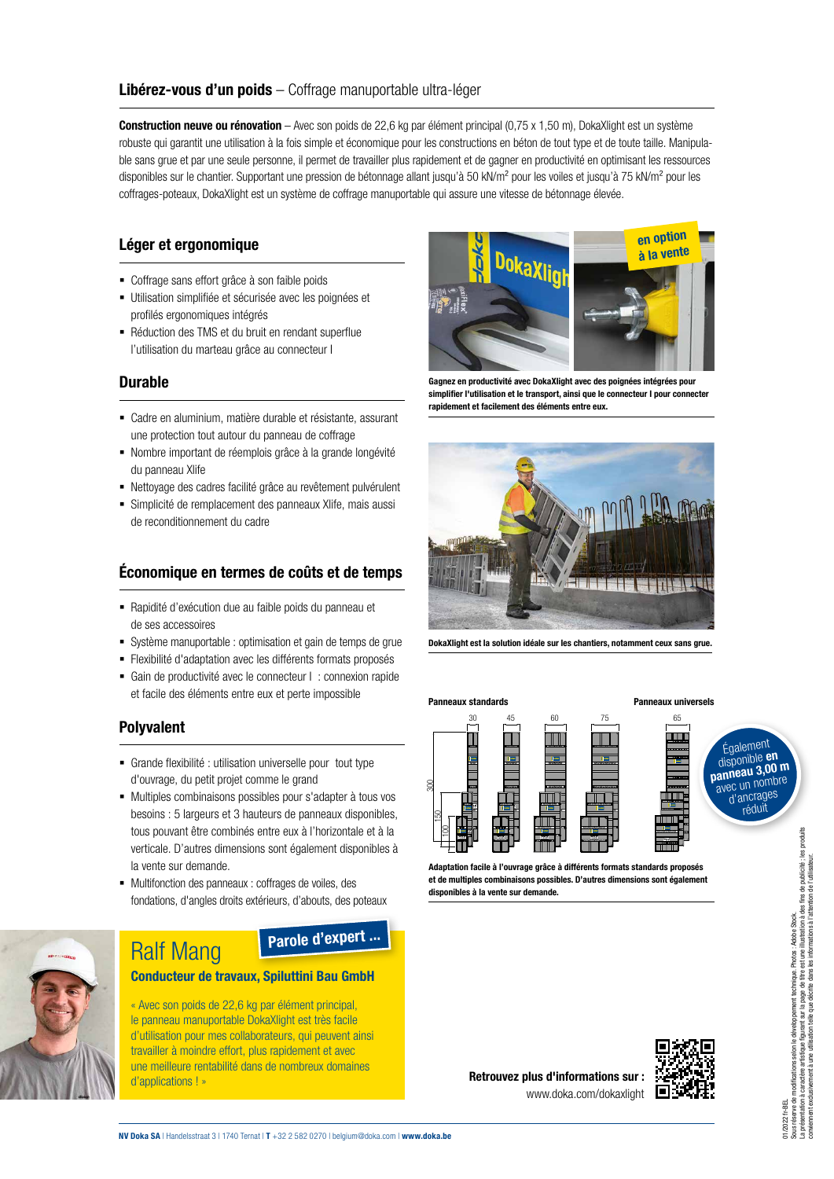## **Libérez-vous d'un poids** – Coffrage manuportable ultra-léger

**Construction neuve ou rénovation** – Avec son poids de 22,6 kg par élément principal (0,75 x 1,50 m), DokaXlight est un système robuste qui garantit une utilisation à la fois simple et économique pour les constructions en béton de tout type et de toute taille. Manipulable sans grue et par une seule personne, il permet de travailler plus rapidement et de gagner en productivité en optimisant les ressources disponibles sur le chantier. Supportant une pression de bétonnage allant jusqu'à 50 kN/m² pour les voiles et jusqu'à 75 kN/m² pour les coffrages-poteaux, DokaXlight est un système de coffrage manuportable qui assure une vitesse de bétonnage élevée.

### Léger et ergonomique

- Coffrage sans effort grâce à son faible poids
- Utilisation simplifiée et sécurisée avec les poignées et profilés ergonomiques intégrés
- Réduction des TMS et du bruit en rendant superflue l'utilisation du marteau grâce au connecteur I

### Durable

- Cadre en aluminium, matière durable et résistante, assurant une protection tout autour du panneau de coffrage
- Nombre important de réemplois grâce à la grande longévité du panneau Xlife
- Nettoyage des cadres facilité grâce au revêtement pulvérulent
- Simplicité de remplacement des panneaux Xlife, mais aussi de reconditionnement du cadre

### Économique en termes de coûts et de temps

- Rapidité d'exécution due au faible poids du panneau et de ses accessoires
- Système manuportable : optimisation et gain de temps de grue
- Flexibilité d'adaptation avec les différents formats proposés
- Gain de productivité avec le connecteur I : connexion rapide et facile des éléments entre eux et perte impossible

### Polyvalent

- Grande flexibilité : utilisation universelle pour tout type d'ouvrage, du petit projet comme le grand
- Multiples combinaisons possibles pour s'adapter à tous vos besoins : 5 largeurs et 3 hauteurs de panneaux disponibles, tous pouvant être combinés entre eux à l'horizontale et à la verticale. D'autres dimensions sont également disponibles à la vente sur demande.
- Multifonction des panneaux : coffrages de voiles, des fondations, d'angles droits extérieurs, d'abouts, des poteaux

en option à la vente

**Gagnez en productivité avec DokaXlight avec des poignées intégrées pour simplifier l'utilisation et le transport, ainsi que le connecteur I pour connecter rapidement et facilement des éléments entre eux.**

**DokaXlight est la solution idéale sur les chantiers, notamment ceux sans grue.**

**Panneaux standards** — 30, 45, 60, 75 — 300, 150, 100

**Panneaux universels** — 65

Également disponible **en panneau 3,00 m** avec un nombre d'ancrages réduit

**Adaptation facile à l'ouvrage grâce à différents formats standards proposés et de multiples combinaisons possibles. D'autres dimensions sont également disponibles à la vente sur demande.**

## Ralf Mang

**Parole d'expert ...**

**Conducteur de travaux, Spiluttini Bau GmbH**

« Avec son poids de 22,6 kg par élément principal, le panneau manuportable DokaXlight est très facile d'utilisation pour mes collaborateurs, qui peuvent ainsi travailler à moindre effort, plus rapidement et avec une meilleure rentabilité dans de nombreux domaines d'applications ! »

**Retrouvez plus d'informations sur :**
www.doka.com/dokaxlight

**NV Doka SA** | Handelsstraat 3 | 1740 Ternat | **T** +32 2 582 0270 | belgium@doka.com | **www.doka.be**

01/2022 fr-BEL
Sous réserve de modifications selon le développement technique. Photos : Adobe Stock.
La présentation à caractère artistique figurant sur la page de titre est une illustration à des fins de publicité ; les produits conviennent exclusivement à une utilisation telle que décrite dans les informations à l'attention de l'utilisateur.